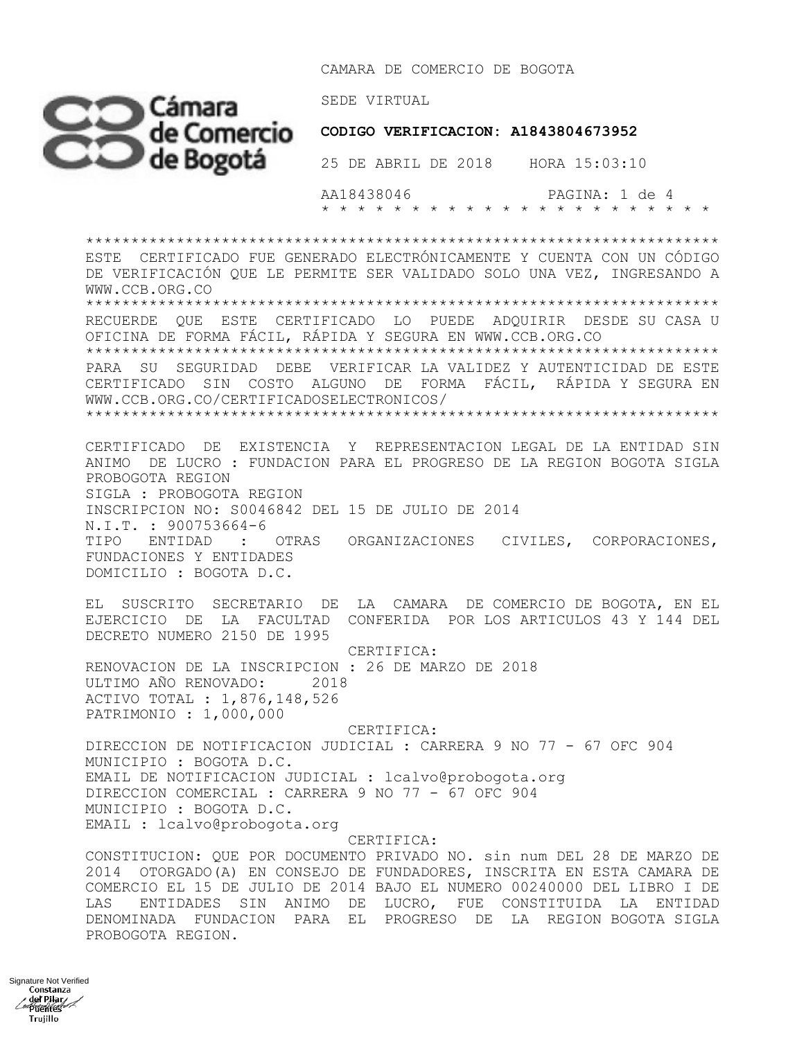CAMARA DE COMERCIO DE BOGOTA

SEDE VIRTUAL

**CODIGO VERIFICACION: A1843804673952**

25 DE ABRIL DE 2018 HORA 15:03:10

AA18438046

\* \* \* \* \* \* \* \* \* \* \* \* \* \* \* \* \* \* \* \* \* \* \* \* \*

\*\*\*\*\*\*\*\*\*\*\*\*\*\*\*\*\*\*\*\*\*\*\*\*\*\*\*\*\*\*\*\*\*\*\*\*\*\*\*\*\*\*\*\*\*\*\*\*\*\*\*\*\*\*\*\*\*\*\*\*\*\*\*\*\*\*\*

ESTE CERTIFICADO FUE GENERADO ELECTRÓNICAMENTE Y CUENTA CON UN CÓDIGO DE VERIFICACIÓN QUE LE PERMITE SER VALIDADO SOLO UNA VEZ, INGRESANDO A WWW.CCB.ORG.CO

\*\*\*\*\*\*\*\*\*\*\*\*\*\*\*\*\*\*\*\*\*\*\*\*\*\*\*\*\*\*\*\*\*\*\*\*\*\*\*\*\*\*\*\*\*\*\*\*\*\*\*\*\*\*\*\*\*\*\*\*\*\*\*\*\*\*\*

RECUERDE QUE ESTE CERTIFICADO LO PUEDE ADQUIRIR DESDE SU CASA U OFICINA DE FORMA FÁCIL, RÁPIDA Y SEGURA EN WWW.CCB.ORG.CO

\*\*\*\*\*\*\*\*\*\*\*\*\*\*\*\*\*\*\*\*\*\*\*\*\*\*\*\*\*\*\*\*\*\*\*\*\*\*\*\*\*\*\*\*\*\*\*\*\*\*\*\*\*\*\*\*\*\*\*\*\*\*\*\*\*\*\*

PARA SU SEGURIDAD DEBE VERIFICAR LA VALIDEZ Y AUTENTICIDAD DE ESTE CERTIFICADO SIN COSTO ALGUNO DE FORMA FÁCIL, RÁPIDA Y SEGURA EN WWW.CCB.ORG.CO/CERTIFICADOSELECTRONICOS/

\*\*\*\*\*\*\*\*\*\*\*\*\*\*\*\*\*\*\*\*\*\*\*\*\*\*\*\*\*\*\*\*\*\*\*\*\*\*\*\*\*\*\*\*\*\*\*\*\*\*\*\*\*\*\*\*\*\*\*\*\*\*\*\*\*\*\*

CERTIFICADO DE EXISTENCIA Y REPRESENTACION LEGAL DE LA ENTIDAD SIN ANIMO DE LUCRO : FUNDACION PARA EL PROGRESO DE LA REGION BOGOTA SIGLA PROBOGOTA REGION

SIGLA : PROBOGOTA REGION

INSCRIPCION NO: S0046842 DEL 15 DE JULIO DE 2014

N.I.T. : 900753664-6

TIPO ENTIDAD : OTRAS ORGANIZACIONES CIVILES, CORPORACIONES, FUNDACIONES Y ENTIDADES

DOMICILIO : BOGOTA D.C.

EL SUSCRITO SECRETARIO DE LA CAMARA DE COMERCIO DE BOGOTA, EN EL EJERCICIO DE LA FACULTAD CONFERIDA POR LOS ARTICULOS 43 Y 144 DEL DECRETO NUMERO 2150 DE 1995

CERTIFICA:

RENOVACION DE LA INSCRIPCION : 26 DE MARZO DE 2018

ULTIMO AÑO RENOVADO: 2018

ACTIVO TOTAL : 1,876,148,526

PATRIMONIO : 1,000,000

CERTIFICA:

DIRECCION DE NOTIFICACION JUDICIAL : CARRERA 9 NO 77 - 67 OFC 904

MUNICIPIO : BOGOTA D.C.

EMAIL DE NOTIFICACION JUDICIAL : lcalvo@probogota.org

DIRECCION COMERCIAL : CARRERA 9 NO 77 - 67 OFC 904

MUNICIPIO : BOGOTA D.C.

EMAIL : lcalvo@probogota.org

CERTIFICA:

CONSTITUCION: QUE POR DOCUMENTO PRIVADO NO. sin num DEL 28 DE MARZO DE 2014 OTORGADO(A) EN CONSEJO DE FUNDADORES, INSCRITA EN ESTA CAMARA DE COMERCIO EL 15 DE JULIO DE 2014 BAJO EL NUMERO 00240000 DEL LIBRO I DE LAS ENTIDADES SIN ANIMO DE LUCRO, FUE CONSTITUIDA LA ENTIDAD DENOMINADA FUNDACION PARA EL PROGRESO DE LA REGION BOGOTA SIGLA PROBOGOTA REGION.

Signature Not Verified
Constanza del Pilar Puentes Trujillo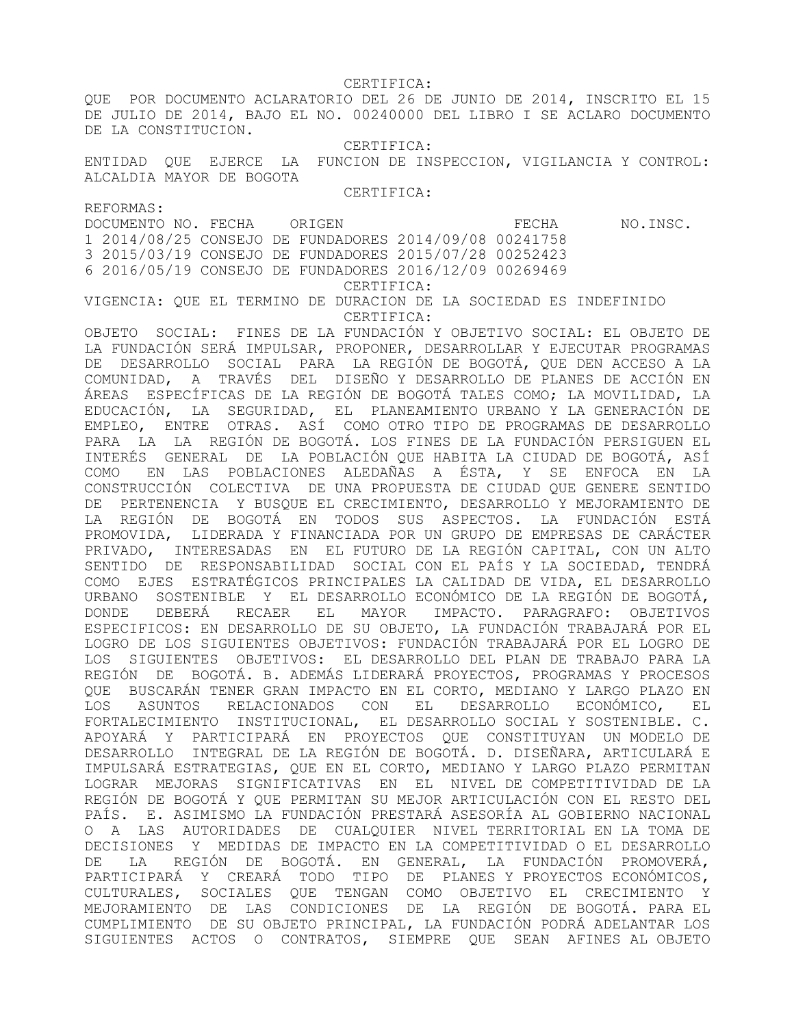CERTIFICA:

QUE POR DOCUMENTO ACLARATORIO DEL 26 DE JUNIO DE 2014, INSCRITO EL 15 DE JULIO DE 2014, BAJO EL NO. 00240000 DEL LIBRO I SE ACLARO DOCUMENTO DE LA CONSTITUCION.

CERTIFICA:

ENTIDAD QUE EJERCE LA FUNCION DE INSPECCION, VIGILANCIA Y CONTROL: ALCALDIA MAYOR DE BOGOTA

CERTIFICA:

REFORMAS:

| DOCUMENTO NO. | FECHA | ORIGEN | FECHA | NO.INSC. |
|---|---|---|---|---|
| 1 | 2014/08/25 | CONSEJO DE FUNDADORES | 2014/09/08 | 00241758 |
| 3 | 2015/03/19 | CONSEJO DE FUNDADORES | 2015/07/28 | 00252423 |
| 6 | 2016/05/19 | CONSEJO DE FUNDADORES | 2016/12/09 | 00269469 |

CERTIFICA:

VIGENCIA: QUE EL TERMINO DE DURACION DE LA SOCIEDAD ES INDEFINIDO

CERTIFICA:

OBJETO SOCIAL: FINES DE LA FUNDACIÓN Y OBJETIVO SOCIAL: EL OBJETO DE LA FUNDACIÓN SERÁ IMPULSAR, PROPONER, DESARROLLAR Y EJECUTAR PROGRAMAS DE DESARROLLO SOCIAL PARA LA REGIÓN DE BOGOTÁ, QUE DEN ACCESO A LA COMUNIDAD, A TRAVÉS DEL DISEÑO Y DESARROLLO DE PLANES DE ACCIÓN EN ÁREAS ESPECÍFICAS DE LA REGIÓN DE BOGOTÁ TALES COMO; LA MOVILIDAD, LA EDUCACIÓN, LA SEGURIDAD, EL PLANEAMIENTO URBANO Y LA GENERACIÓN DE EMPLEO, ENTRE OTRAS. ASÍ COMO OTRO TIPO DE PROGRAMAS DE DESARROLLO PARA LA LA REGIÓN DE BOGOTÁ. LOS FINES DE LA FUNDACIÓN PERSIGUEN EL INTERÉS GENERAL DE LA POBLACIÓN QUE HABITA LA CIUDAD DE BOGOTÁ, ASÍ COMO EN LAS POBLACIONES ALEDAÑAS A ÉSTA, Y SE ENFOCA EN LA CONSTRUCCIÓN COLECTIVA DE UNA PROPUESTA DE CIUDAD QUE GENERE SENTIDO DE PERTENENCIA Y BUSQUE EL CRECIMIENTO, DESARROLLO Y MEJORAMIENTO DE LA REGIÓN DE BOGOTÁ EN TODOS SUS ASPECTOS. LA FUNDACIÓN ESTÁ PROMOVIDA, LIDERADA Y FINANCIADA POR UN GRUPO DE EMPRESAS DE CARÁCTER PRIVADO, INTERESADAS EN EL FUTURO DE LA REGIÓN CAPITAL, CON UN ALTO SENTIDO DE RESPONSABILIDAD SOCIAL CON EL PAÍS Y LA SOCIEDAD, TENDRÁ COMO EJES ESTRATÉGICOS PRINCIPALES LA CALIDAD DE VIDA, EL DESARROLLO URBANO SOSTENIBLE Y EL DESARROLLO ECONÓMICO DE LA REGIÓN DE BOGOTÁ, DONDE DEBERÁ RECAER EL MAYOR IMPACTO. PARAGRAFO: OBJETIVOS ESPECIFICOS: EN DESARROLLO DE SU OBJETO, LA FUNDACIÓN TRABAJARÁ POR EL LOGRO DE LOS SIGUIENTES OBJETIVOS: FUNDACIÓN TRABAJARÁ POR EL LOGRO DE LOS SIGUIENTES OBJETIVOS: EL DESARROLLO DEL PLAN DE TRABAJO PARA LA REGIÓN DE BOGOTÁ. B. ADEMÁS LIDERARÁ PROYECTOS, PROGRAMAS Y PROCESOS QUE BUSCARÁN TENER GRAN IMPACTO EN EL CORTO, MEDIANO Y LARGO PLAZO EN LOS ASUNTOS RELACIONADOS CON EL DESARROLLO ECONÓMICO, EL FORTALECIMIENTO INSTITUCIONAL, EL DESARROLLO SOCIAL Y SOSTENIBLE. C. APOYARÁ Y PARTICIPARÁ EN PROYECTOS QUE CONSTITUYAN UN MODELO DE DESARROLLO INTEGRAL DE LA REGIÓN DE BOGOTÁ. D. DISEÑARA, ARTICULARÁ E IMPULSARÁ ESTRATEGIAS, QUE EN EL CORTO, MEDIANO Y LARGO PLAZO PERMITAN LOGRAR MEJORAS SIGNIFICATIVAS EN EL NIVEL DE COMPETITIVIDAD DE LA REGIÓN DE BOGOTÁ Y QUE PERMITAN SU MEJOR ARTICULACIÓN CON EL RESTO DEL PAÍS. E. ASIMISMO LA FUNDACIÓN PRESTARÁ ASESORÍA AL GOBIERNO NACIONAL O A LAS AUTORIDADES DE CUALQUIER NIVEL TERRITORIAL EN LA TOMA DE DECISIONES Y MEDIDAS DE IMPACTO EN LA COMPETITIVIDAD O EL DESARROLLO DE LA REGIÓN DE BOGOTÁ. EN GENERAL, LA FUNDACIÓN PROMOVERÁ, PARTICIPARÁ Y CREARÁ TODO TIPO DE PLANES Y PROYECTOS ECONÓMICOS, CULTURALES, SOCIALES QUE TENGAN COMO OBJETIVO EL CRECIMIENTO Y MEJORAMIENTO DE LAS CONDICIONES DE LA REGIÓN DE BOGOTÁ. PARA EL CUMPLIMIENTO DE SU OBJETO PRINCIPAL, LA FUNDACIÓN PODRÁ ADELANTAR LOS SIGUIENTES ACTOS O CONTRATOS, SIEMPRE QUE SEAN AFINES AL OBJETO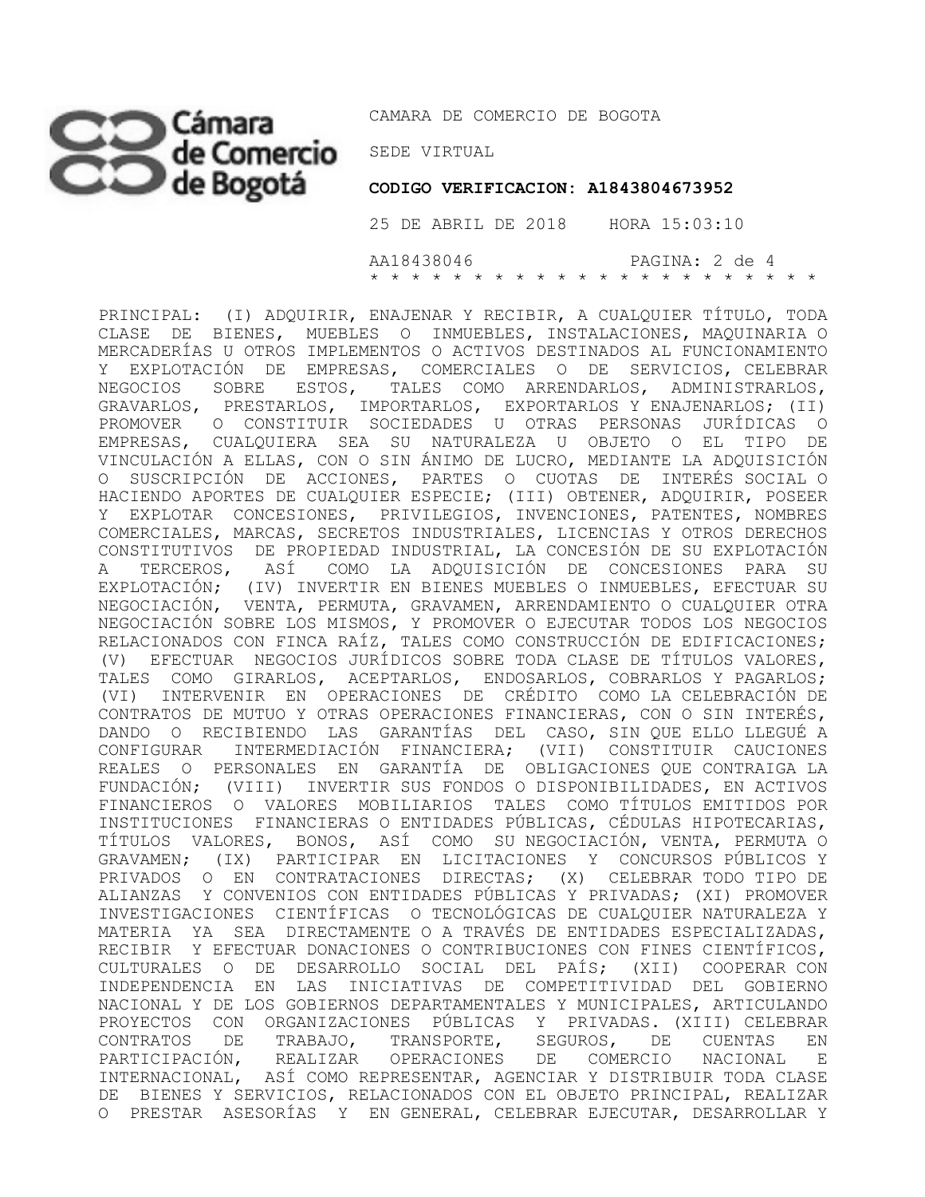PRINCIPAL: (I) ADQUIRIR, ENAJENAR Y RECIBIR, A CUALQUIER TÍTULO, TODA CLASE DE BIENES, MUEBLES O INMUEBLES, INSTALACIONES, MAQUINARIA O MERCADERÍAS U OTROS IMPLEMENTOS O ACTIVOS DESTINADOS AL FUNCIONAMIENTO Y EXPLOTACIÓN DE EMPRESAS, COMERCIALES O DE SERVICIOS, CELEBRAR NEGOCIOS SOBRE ESTOS, TALES COMO ARRENDARLOS, ADMINISTRARLOS, GRAVARLOS, PRESTARLOS, IMPORTARLOS, EXPORTARLOS Y ENAJENARLOS; (II) PROMOVER O CONSTITUIR SOCIEDADES U OTRAS PERSONAS JURÍDICAS O EMPRESAS, CUALQUIERA SEA SU NATURALEZA U OBJETO O EL TIPO DE VINCULACIÓN A ELLAS, CON O SIN ÁNIMO DE LUCRO, MEDIANTE LA ADQUISICIÓN O SUSCRIPCIÓN DE ACCIONES, PARTES O CUOTAS DE INTERÉS SOCIAL O HACIENDO APORTES DE CUALQUIER ESPECIE; (III) OBTENER, ADQUIRIR, POSEER Y EXPLOTAR CONCESIONES, PRIVILEGIOS, INVENCIONES, PATENTES, NOMBRES COMERCIALES, MARCAS, SECRETOS INDUSTRIALES, LICENCIAS Y OTROS DERECHOS CONSTITUTIVOS DE PROPIEDAD INDUSTRIAL, LA CONCESIÓN DE SU EXPLOTACIÓN A TERCEROS, ASÍ COMO LA ADQUISICIÓN DE CONCESIONES PARA SU EXPLOTACIÓN; (IV) INVERTIR EN BIENES MUEBLES O INMUEBLES, EFECTUAR SU NEGOCIACIÓN, VENTA, PERMUTA, GRAVAMEN, ARRENDAMIENTO O CUALQUIER OTRA NEGOCIACIÓN SOBRE LOS MISMOS, Y PROMOVER O EJECUTAR TODOS LOS NEGOCIOS RELACIONADOS CON FINCA RAÍZ, TALES COMO CONSTRUCCIÓN DE EDIFICACIONES; (V) EFECTUAR NEGOCIOS JURÍDICOS SOBRE TODA CLASE DE TÍTULOS VALORES, TALES COMO GIRARLOS, ACEPTARLOS, ENDOSARLOS, COBRARLOS Y PAGARLOS; (VI) INTERVENIR EN OPERACIONES DE CRÉDITO COMO LA CELEBRACIÓN DE CONTRATOS DE MUTUO Y OTRAS OPERACIONES FINANCIERAS, CON O SIN INTERÉS, DANDO O RECIBIENDO LAS GARANTÍAS DEL CASO, SIN QUE ELLO LLEGUÉ A CONFIGURAR INTERMEDIACIÓN FINANCIERA; (VII) CONSTITUIR CAUCIONES REALES O PERSONALES EN GARANTÍA DE OBLIGACIONES QUE CONTRAIGA LA FUNDACIÓN; (VIII) INVERTIR SUS FONDOS O DISPONIBILIDADES, EN ACTIVOS FINANCIEROS O VALORES MOBILIARIOS TALES COMO TÍTULOS EMITIDOS POR INSTITUCIONES FINANCIERAS O ENTIDADES PÚBLICAS, CÉDULAS HIPOTECARIAS, TÍTULOS VALORES, BONOS, ASÍ COMO SU NEGOCIACIÓN, VENTA, PERMUTA O GRAVAMEN; (IX) PARTICIPAR EN LICITACIONES Y CONCURSOS PÚBLICOS Y PRIVADOS O EN CONTRATACIONES DIRECTAS; (X) CELEBRAR TODO TIPO DE ALIANZAS Y CONVENIOS CON ENTIDADES PÚBLICAS Y PRIVADAS; (XI) PROMOVER INVESTIGACIONES CIENTÍFICAS O TECNOLÓGICAS DE CUALQUIER NATURALEZA Y MATERIA YA SEA DIRECTAMENTE O A TRAVÉS DE ENTIDADES ESPECIALIZADAS, RECIBIR Y EFECTUAR DONACIONES O CONTRIBUCIONES CON FINES CIENTÍFICOS, CULTURALES O DE DESARROLLO SOCIAL DEL PAÍS; (XII) COOPERAR CON INDEPENDENCIA EN LAS INICIATIVAS DE COMPETITIVIDAD DEL GOBIERNO NACIONAL Y DE LOS GOBIERNOS DEPARTAMENTALES Y MUNICIPALES, ARTICULANDO PROYECTOS CON ORGANIZACIONES PÚBLICAS Y PRIVADAS. (XIII) CELEBRAR CONTRATOS DE TRABAJO, TRANSPORTE, SEGUROS, DE CUENTAS EN PARTICIPACIÓN, REALIZAR OPERACIONES DE COMERCIO NACIONAL E INTERNACIONAL, ASÍ COMO REPRESENTAR, AGENCIAR Y DISTRIBUIR TODA CLASE DE BIENES Y SERVICIOS, RELACIONADOS CON EL OBJETO PRINCIPAL, REALIZAR O PRESTAR ASESORÍAS Y EN GENERAL, CELEBRAR EJECUTAR, DESARROLLAR Y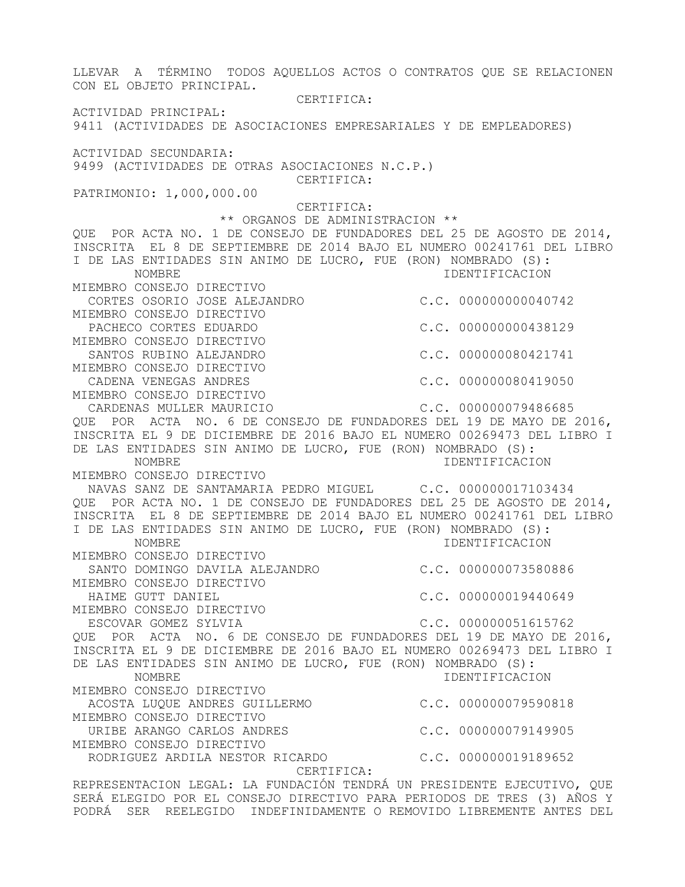LLEVAR A TÉRMINO TODOS AQUELLOS ACTOS O CONTRATOS QUE SE RELACIONEN CON EL OBJETO PRINCIPAL.

CERTIFICA:

ACTIVIDAD PRINCIPAL:
9411 (ACTIVIDADES DE ASOCIACIONES EMPRESARIALES Y DE EMPLEADORES)

ACTIVIDAD SECUNDARIA:
9499 (ACTIVIDADES DE OTRAS ASOCIACIONES N.C.P.)

CERTIFICA:

PATRIMONIO: 1,000,000.00

CERTIFICA:

** ORGANOS DE ADMINISTRACION **

QUE POR ACTA NO. 1 DE CONSEJO DE FUNDADORES DEL 25 DE AGOSTO DE 2014, INSCRITA EL 8 DE SEPTIEMBRE DE 2014 BAJO EL NUMERO 00241761 DEL LIBRO I DE LAS ENTIDADES SIN ANIMO DE LUCRO, FUE (RON) NOMBRADO (S):

| NOMBRE | IDENTIFICACION |
|---|---|
| MIEMBRO CONSEJO DIRECTIVO | |
| CORTES OSORIO JOSE ALEJANDRO | C.C. 000000000040742 |
| MIEMBRO CONSEJO DIRECTIVO | |
| PACHECO CORTES EDUARDO | C.C. 000000000438129 |
| MIEMBRO CONSEJO DIRECTIVO | |
| SANTOS RUBINO ALEJANDRO | C.C. 000000080421741 |
| MIEMBRO CONSEJO DIRECTIVO | |
| CADENA VENEGAS ANDRES | C.C. 000000080419050 |
| MIEMBRO CONSEJO DIRECTIVO | |
| CARDENAS MULLER MAURICIO | C.C. 000000079486685 |

QUE POR ACTA NO. 6 DE CONSEJO DE FUNDADORES DEL 19 DE MAYO DE 2016, INSCRITA EL 9 DE DICIEMBRE DE 2016 BAJO EL NUMERO 00269473 DEL LIBRO I DE LAS ENTIDADES SIN ANIMO DE LUCRO, FUE (RON) NOMBRADO (S):

| NOMBRE | IDENTIFICACION |
|---|---|
| MIEMBRO CONSEJO DIRECTIVO | |
| NAVAS SANZ DE SANTAMARIA PEDRO MIGUEL | C.C. 000000017103434 |

QUE POR ACTA NO. 1 DE CONSEJO DE FUNDADORES DEL 25 DE AGOSTO DE 2014, INSCRITA EL 8 DE SEPTIEMBRE DE 2014 BAJO EL NUMERO 00241761 DEL LIBRO I DE LAS ENTIDADES SIN ANIMO DE LUCRO, FUE (RON) NOMBRADO (S):

| NOMBRE | IDENTIFICACION |
|---|---|
| MIEMBRO CONSEJO DIRECTIVO | |
| SANTO DOMINGO DAVILA ALEJANDRO | C.C. 000000073580886 |
| MIEMBRO CONSEJO DIRECTIVO | |
| HAIME GUTT DANIEL | C.C. 000000019440649 |
| MIEMBRO CONSEJO DIRECTIVO | |
| ESCOVAR GOMEZ SYLVIA | C.C. 000000051615762 |

QUE POR ACTA NO. 6 DE CONSEJO DE FUNDADORES DEL 19 DE MAYO DE 2016, INSCRITA EL 9 DE DICIEMBRE DE 2016 BAJO EL NUMERO 00269473 DEL LIBRO I DE LAS ENTIDADES SIN ANIMO DE LUCRO, FUE (RON) NOMBRADO (S):

| NOMBRE | IDENTIFICACION |
|---|---|
| MIEMBRO CONSEJO DIRECTIVO | |
| ACOSTA LUQUE ANDRES GUILLERMO | C.C. 000000079590818 |
| MIEMBRO CONSEJO DIRECTIVO | |
| URIBE ARANGO CARLOS ANDRES | C.C. 000000079149905 |
| MIEMBRO CONSEJO DIRECTIVO | |
| RODRIGUEZ ARDILA NESTOR RICARDO | C.C. 000000019189652 |

CERTIFICA:

REPRESENTACION LEGAL: LA FUNDACIÓN TENDRÁ UN PRESIDENTE EJECUTIVO, QUE SERÁ ELEGIDO POR EL CONSEJO DIRECTIVO PARA PERIODOS DE TRES (3) AÑOS Y PODRÁ SER REELEGIDO INDEFINIDAMENTE O REMOVIDO LIBREMENTE ANTES DEL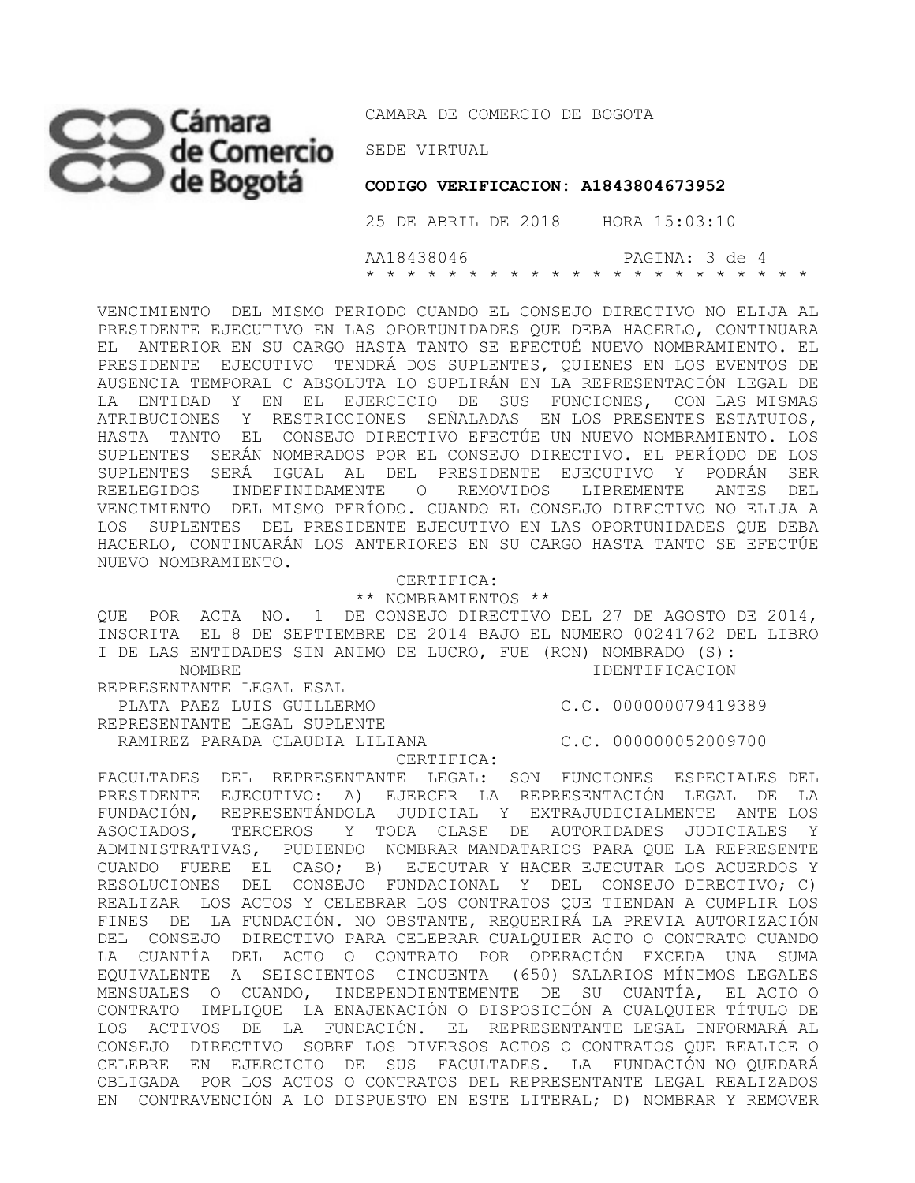VENCIMIENTO DEL MISMO PERIODO CUANDO EL CONSEJO DIRECTIVO NO ELIJA AL PRESIDENTE EJECUTIVO EN LAS OPORTUNIDADES QUE DEBA HACERLO, CONTINUARA EL ANTERIOR EN SU CARGO HASTA TANTO SE EFECTUÉ NUEVO NOMBRAMIENTO. EL PRESIDENTE EJECUTIVO TENDRÁ DOS SUPLENTES, QUIENES EN LOS EVENTOS DE AUSENCIA TEMPORAL C ABSOLUTA LO SUPLIRÁN EN LA REPRESENTACIÓN LEGAL DE LA ENTIDAD Y EN EL EJERCICIO DE SUS FUNCIONES, CON LAS MISMAS ATRIBUCIONES Y RESTRICCIONES SEÑALADAS EN LOS PRESENTES ESTATUTOS, HASTA TANTO EL CONSEJO DIRECTIVO EFECTÚE UN NUEVO NOMBRAMIENTO. LOS SUPLENTES SERÁN NOMBRADOS POR EL CONSEJO DIRECTIVO. EL PERÍODO DE LOS SUPLENTES SERÁ IGUAL AL DEL PRESIDENTE EJECUTIVO Y PODRÁN SER REELEGIDOS INDEFINIDAMENTE O REMOVIDOS LIBREMENTE ANTES DEL VENCIMIENTO DEL MISMO PERÍODO. CUANDO EL CONSEJO DIRECTIVO NO ELIJA A LOS SUPLENTES DEL PRESIDENTE EJECUTIVO EN LAS OPORTUNIDADES QUE DEBA HACERLO, CONTINUARÁN LOS ANTERIORES EN SU CARGO HASTA TANTO SE EFECTÚE NUEVO NOMBRAMIENTO.

CERTIFICA:

** NOMBRAMIENTOS **

QUE POR ACTA NO. 1 DE CONSEJO DIRECTIVO DEL 27 DE AGOSTO DE 2014, INSCRITA EL 8 DE SEPTIEMBRE DE 2014 BAJO EL NUMERO 00241762 DEL LIBRO I DE LAS ENTIDADES SIN ANIMO DE LUCRO, FUE (RON) NOMBRADO (S):

| NOMBRE | IDENTIFICACION |
|---|---|
| REPRESENTANTE LEGAL ESAL | |
| PLATA PAEZ LUIS GUILLERMO | C.C. 000000079419389 |
| REPRESENTANTE LEGAL SUPLENTE | |
| RAMIREZ PARADA CLAUDIA LILIANA | C.C. 000000052009700 |

CERTIFICA:

FACULTADES DEL REPRESENTANTE LEGAL: SON FUNCIONES ESPECIALES DEL PRESIDENTE EJECUTIVO: A) EJERCER LA REPRESENTACIÓN LEGAL DE LA FUNDACIÓN, REPRESENTÁNDOLA JUDICIAL Y EXTRAJUDICIALMENTE ANTE LOS ASOCIADOS, TERCEROS Y TODA CLASE DE AUTORIDADES JUDICIALES Y ADMINISTRATIVAS, PUDIENDO NOMBRAR MANDATARIOS PARA QUE LA REPRESENTE CUANDO FUERE EL CASO; B) EJECUTAR Y HACER EJECUTAR LOS ACUERDOS Y RESOLUCIONES DEL CONSEJO FUNDACIONAL Y DEL CONSEJO DIRECTIVO; C) REALIZAR LOS ACTOS Y CELEBRAR LOS CONTRATOS QUE TIENDAN A CUMPLIR LOS FINES DE LA FUNDACIÓN. NO OBSTANTE, REQUERIRÁ LA PREVIA AUTORIZACIÓN DEL CONSEJO DIRECTIVO PARA CELEBRAR CUALQUIER ACTO O CONTRATO CUANDO LA CUANTÍA DEL ACTO O CONTRATO POR OPERACIÓN EXCEDA UNA SUMA EQUIVALENTE A SEISCIENTOS CINCUENTA (650) SALARIOS MÍNIMOS LEGALES MENSUALES O CUANDO, INDEPENDIENTEMENTE DE SU CUANTÍA, EL ACTO O CONTRATO IMPLIQUE LA ENAJENACIÓN O DISPOSICIÓN A CUALQUIER TÍTULO DE LOS ACTIVOS DE LA FUNDACIÓN. EL REPRESENTANTE LEGAL INFORMARÁ AL CONSEJO DIRECTIVO SOBRE LOS DIVERSOS ACTOS O CONTRATOS QUE REALICE O CELEBRE EN EJERCICIO DE SUS FACULTADES. LA FUNDACIÓN NO QUEDARÁ OBLIGADA POR LOS ACTOS O CONTRATOS DEL REPRESENTANTE LEGAL REALIZADOS EN CONTRAVENCIÓN A LO DISPUESTO EN ESTE LITERAL; D) NOMBRAR Y REMOVER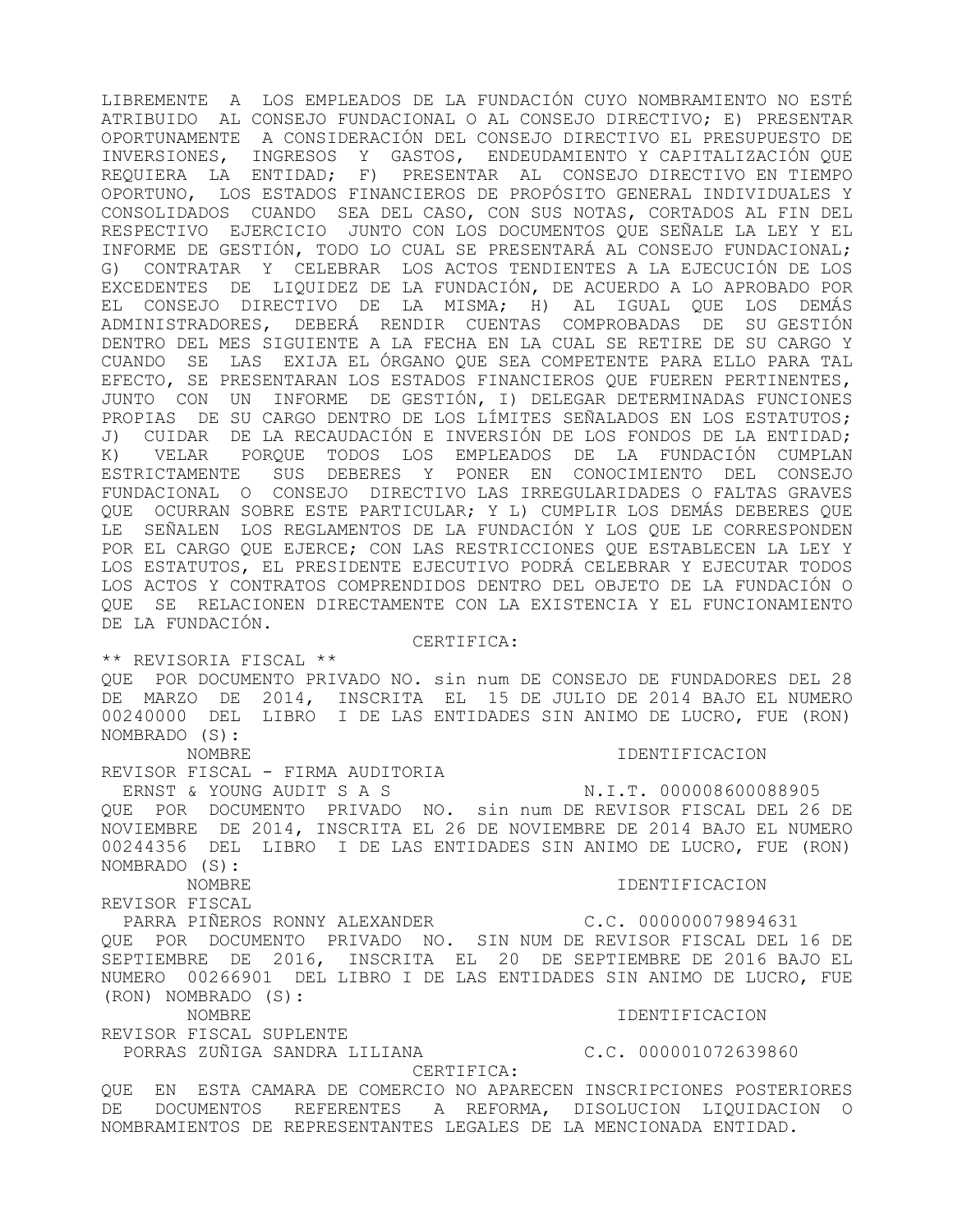LIBREMENTE A LOS EMPLEADOS DE LA FUNDACIÓN CUYO NOMBRAMIENTO NO ESTÉ ATRIBUIDO AL CONSEJO FUNDACIONAL O AL CONSEJO DIRECTIVO; E) PRESENTAR OPORTUNAMENTE A CONSIDERACIÓN DEL CONSEJO DIRECTIVO EL PRESUPUESTO DE INVERSIONES, INGRESOS Y GASTOS, ENDEUDAMIENTO Y CAPITALIZACIÓN QUE REQUIERA LA ENTIDAD; F) PRESENTAR AL CONSEJO DIRECTIVO EN TIEMPO OPORTUNO, LOS ESTADOS FINANCIEROS DE PROPÓSITO GENERAL INDIVIDUALES Y CONSOLIDADOS CUANDO SEA DEL CASO, CON SUS NOTAS, CORTADOS AL FIN DEL RESPECTIVO EJERCICIO JUNTO CON LOS DOCUMENTOS QUE SEÑALE LA LEY Y EL INFORME DE GESTIÓN, TODO LO CUAL SE PRESENTARÁ AL CONSEJO FUNDACIONAL; G) CONTRATAR Y CELEBRAR LOS ACTOS TENDIENTES A LA EJECUCIÓN DE LOS EXCEDENTES DE LIQUIDEZ DE LA FUNDACIÓN, DE ACUERDO A LO APROBADO POR EL CONSEJO DIRECTIVO DE LA MISMA; H) AL IGUAL QUE LOS DEMÁS ADMINISTRADORES, DEBERÁ RENDIR CUENTAS COMPROBADAS DE SU GESTIÓN DENTRO DEL MES SIGUIENTE A LA FECHA EN LA CUAL SE RETIRE DE SU CARGO Y CUANDO SE LAS EXIJA EL ÓRGANO QUE SEA COMPETENTE PARA ELLO PARA TAL EFECTO, SE PRESENTARAN LOS ESTADOS FINANCIEROS QUE FUEREN PERTINENTES, JUNTO CON UN INFORME DE GESTIÓN, I) DELEGAR DETERMINADAS FUNCIONES PROPIAS DE SU CARGO DENTRO DE LOS LÍMITES SEÑALADOS EN LOS ESTATUTOS; J) CUIDAR DE LA RECAUDACIÓN E INVERSIÓN DE LOS FONDOS DE LA ENTIDAD; K) VELAR PORQUE TODOS LOS EMPLEADOS DE LA FUNDACIÓN CUMPLAN ESTRICTAMENTE SUS DEBERES Y PONER EN CONOCIMIENTO DEL CONSEJO FUNDACIONAL O CONSEJO DIRECTIVO LAS IRREGULARIDADES O FALTAS GRAVES QUE OCURRAN SOBRE ESTE PARTICULAR; Y L) CUMPLIR LOS DEMÁS DEBERES QUE LE SEÑALEN LOS REGLAMENTOS DE LA FUNDACIÓN Y LOS QUE LE CORRESPONDEN POR EL CARGO QUE EJERCE; CON LAS RESTRICCIONES QUE ESTABLECEN LA LEY Y LOS ESTATUTOS, EL PRESIDENTE EJECUTIVO PODRÁ CELEBRAR Y EJECUTAR TODOS LOS ACTOS Y CONTRATOS COMPRENDIDOS DENTRO DEL OBJETO DE LA FUNDACIÓN O QUE SE RELACIONEN DIRECTAMENTE CON LA EXISTENCIA Y EL FUNCIONAMIENTO DE LA FUNDACIÓN.

CERTIFICA:

** REVISORIA FISCAL **

QUE POR DOCUMENTO PRIVADO NO. sin num DE CONSEJO DE FUNDADORES DEL 28 DE MARZO DE 2014, INSCRITA EL 15 DE JULIO DE 2014 BAJO EL NUMERO 00240000 DEL LIBRO I DE LAS ENTIDADES SIN ANIMO DE LUCRO, FUE (RON) NOMBRADO (S):

| NOMBRE | IDENTIFICACION |
|---|---|
| REVISOR FISCAL - FIRMA AUDITORIA | |
| ERNST & YOUNG AUDIT S A S | N.I.T. 000008600088905 |

QUE POR DOCUMENTO PRIVADO NO. sin num DE REVISOR FISCAL DEL 26 DE NOVIEMBRE DE 2014, INSCRITA EL 26 DE NOVIEMBRE DE 2014 BAJO EL NUMERO 00244356 DEL LIBRO I DE LAS ENTIDADES SIN ANIMO DE LUCRO, FUE (RON) NOMBRADO (S):

| NOMBRE | IDENTIFICACION |
|---|---|
| REVISOR FISCAL | |
| PARRA PIÑEROS RONNY ALEXANDER | C.C. 000000079894631 |

QUE POR DOCUMENTO PRIVADO NO. SIN NUM DE REVISOR FISCAL DEL 16 DE SEPTIEMBRE DE 2016, INSCRITA EL 20 DE SEPTIEMBRE DE 2016 BAJO EL NUMERO 00266901 DEL LIBRO I DE LAS ENTIDADES SIN ANIMO DE LUCRO, FUE (RON) NOMBRADO (S):

| NOMBRE | IDENTIFICACION |
|---|---|
| REVISOR FISCAL SUPLENTE | |
| PORRAS ZUÑIGA SANDRA LILIANA | C.C. 000001072639860 |

CERTIFICA:

QUE EN ESTA CAMARA DE COMERCIO NO APARECEN INSCRIPCIONES POSTERIORES DE DOCUMENTOS REFERENTES A REFORMA, DISOLUCION LIQUIDACION O NOMBRAMIENTOS DE REPRESENTANTES LEGALES DE LA MENCIONADA ENTIDAD.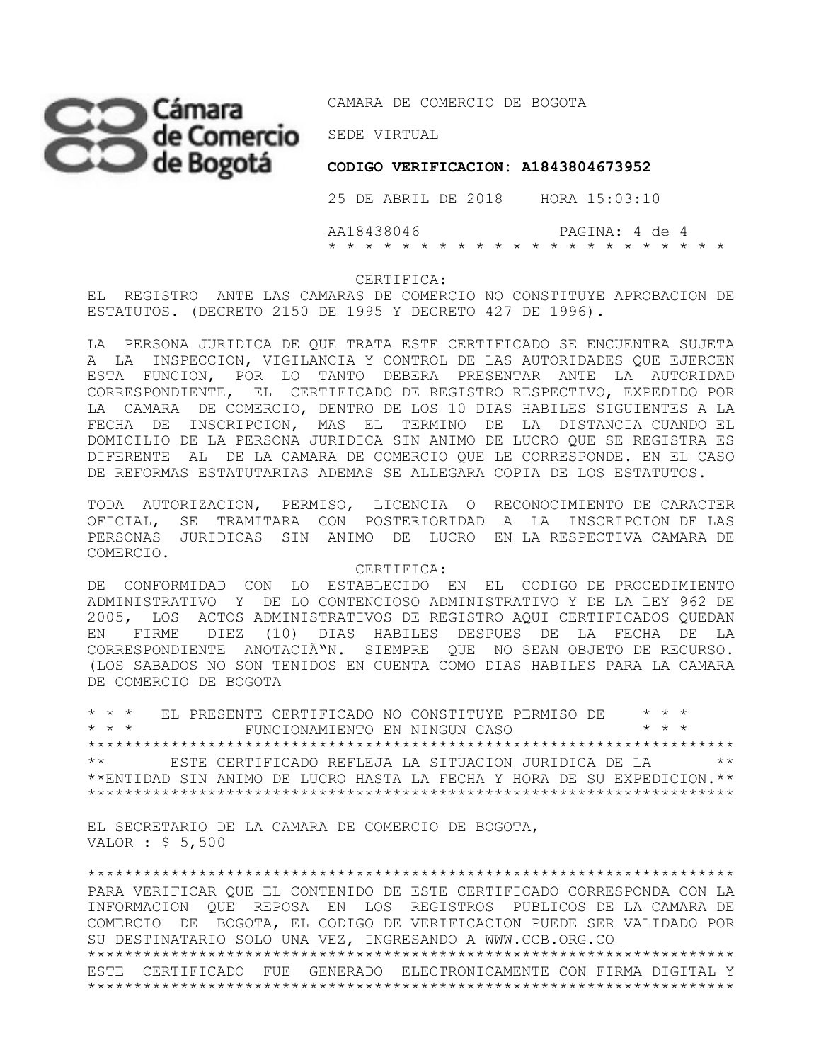CERTIFICA:

EL REGISTRO ANTE LAS CAMARAS DE COMERCIO NO CONSTITUYE APROBACION DE ESTATUTOS. (DECRETO 2150 DE 1995 Y DECRETO 427 DE 1996).

LA PERSONA JURIDICA DE QUE TRATA ESTE CERTIFICADO SE ENCUENTRA SUJETA A LA INSPECCION, VIGILANCIA Y CONTROL DE LAS AUTORIDADES QUE EJERCEN ESTA FUNCION, POR LO TANTO DEBERA PRESENTAR ANTE LA AUTORIDAD CORRESPONDIENTE, EL CERTIFICADO DE REGISTRO RESPECTIVO, EXPEDIDO POR LA CAMARA DE COMERCIO, DENTRO DE LOS 10 DIAS HABILES SIGUIENTES A LA FECHA DE INSCRIPCION, MAS EL TERMINO DE LA DISTANCIA CUANDO EL DOMICILIO DE LA PERSONA JURIDICA SIN ANIMO DE LUCRO QUE SE REGISTRA ES DIFERENTE AL DE LA CAMARA DE COMERCIO QUE LE CORRESPONDE. EN EL CASO DE REFORMAS ESTATUTARIAS ADEMAS SE ALLEGARA COPIA DE LOS ESTATUTOS.

TODA AUTORIZACION, PERMISO, LICENCIA O RECONOCIMIENTO DE CARACTER OFICIAL, SE TRAMITARA CON POSTERIORIDAD A LA INSCRIPCION DE LAS PERSONAS JURIDICAS SIN ANIMO DE LUCRO EN LA RESPECTIVA CAMARA DE COMERCIO.

CERTIFICA:

DE CONFORMIDAD CON LO ESTABLECIDO EN EL CODIGO DE PROCEDIMIENTO ADMINISTRATIVO Y DE LO CONTENCIOSO ADMINISTRATIVO Y DE LA LEY 962 DE 2005, LOS ACTOS ADMINISTRATIVOS DE REGISTRO AQUI CERTIFICADOS QUEDAN EN FIRME DIEZ (10) DIAS HABILES DESPUES DE LA FECHA DE LA CORRESPONDIENTE ANOTACIÃ"N. SIEMPRE QUE NO SEAN OBJETO DE RECURSO. (LOS SABADOS NO SON TENIDOS EN CUENTA COMO DIAS HABILES PARA LA CAMARA DE COMERCIO DE BOGOTA

\* \* \* EL PRESENTE CERTIFICADO NO CONSTITUYE PERMISO DE \* \* \*
\* \* \* FUNCIONAMIENTO EN NINGUN CASO \* \* \*

\*\*\*\*\*\*\*\*\*\*\*\*\*\*\*\*\*\*\*\*\*\*\*\*\*\*\*\*\*\*\*\*\*\*\*\*\*\*\*\*\*\*\*\*\*\*\*\*\*\*\*\*\*\*\*\*\*\*\*\*\*\*\*\*\*\*\*\*\*\*
\*\* ESTE CERTIFICADO REFLEJA LA SITUACION JURIDICA DE LA \*\*
\*\*ENTIDAD SIN ANIMO DE LUCRO HASTA LA FECHA Y HORA DE SU EXPEDICION.\*\*
\*\*\*\*\*\*\*\*\*\*\*\*\*\*\*\*\*\*\*\*\*\*\*\*\*\*\*\*\*\*\*\*\*\*\*\*\*\*\*\*\*\*\*\*\*\*\*\*\*\*\*\*\*\*\*\*\*\*\*\*\*\*\*\*\*\*\*\*\*\*

EL SECRETARIO DE LA CAMARA DE COMERCIO DE BOGOTA,
VALOR : $ 5,500

\*\*\*\*\*\*\*\*\*\*\*\*\*\*\*\*\*\*\*\*\*\*\*\*\*\*\*\*\*\*\*\*\*\*\*\*\*\*\*\*\*\*\*\*\*\*\*\*\*\*\*\*\*\*\*\*\*\*\*\*\*\*\*\*\*\*\*\*\*\*
PARA VERIFICAR QUE EL CONTENIDO DE ESTE CERTIFICADO CORRESPONDA CON LA INFORMACION QUE REPOSA EN LOS REGISTROS PUBLICOS DE LA CAMARA DE COMERCIO DE BOGOTA, EL CODIGO DE VERIFICACION PUEDE SER VALIDADO POR SU DESTINATARIO SOLO UNA VEZ, INGRESANDO A WWW.CCB.ORG.CO
\*\*\*\*\*\*\*\*\*\*\*\*\*\*\*\*\*\*\*\*\*\*\*\*\*\*\*\*\*\*\*\*\*\*\*\*\*\*\*\*\*\*\*\*\*\*\*\*\*\*\*\*\*\*\*\*\*\*\*\*\*\*\*\*\*\*\*\*\*\*
ESTE CERTIFICADO FUE GENERADO ELECTRONICAMENTE CON FIRMA DIGITAL Y
\*\*\*\*\*\*\*\*\*\*\*\*\*\*\*\*\*\*\*\*\*\*\*\*\*\*\*\*\*\*\*\*\*\*\*\*\*\*\*\*\*\*\*\*\*\*\*\*\*\*\*\*\*\*\*\*\*\*\*\*\*\*\*\*\*\*\*\*\*\*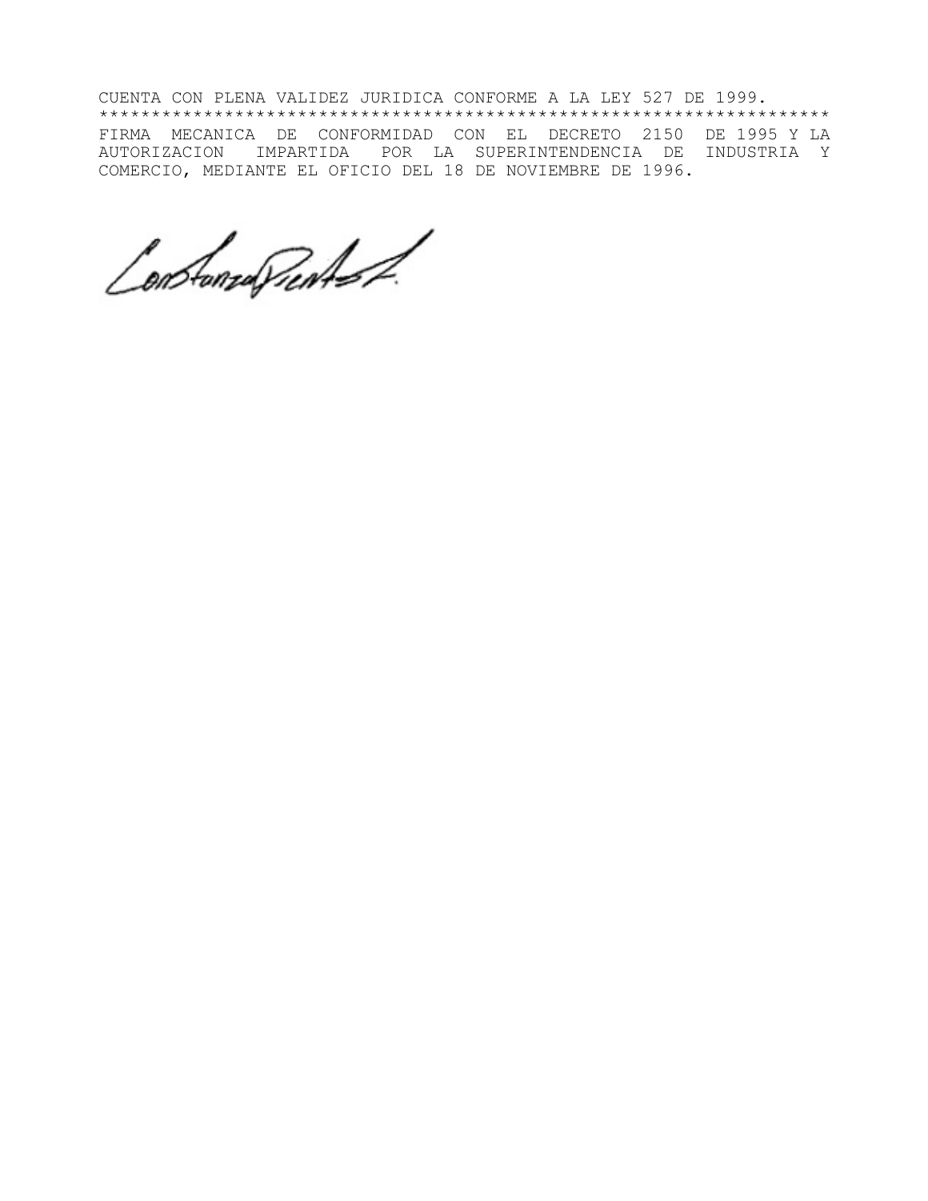CUENTA CON PLENA VALIDEZ JURIDICA CONFORME A LA LEY 527 DE 1999.

*******************************************************************

FIRMA MECANICA DE CONFORMIDAD CON EL DECRETO 2150 DE 1995 Y LA AUTORIZACION IMPARTIDA POR LA SUPERINTENDENCIA DE INDUSTRIA Y COMERCIO, MEDIANTE EL OFICIO DEL 18 DE NOVIEMBRE DE 1996.